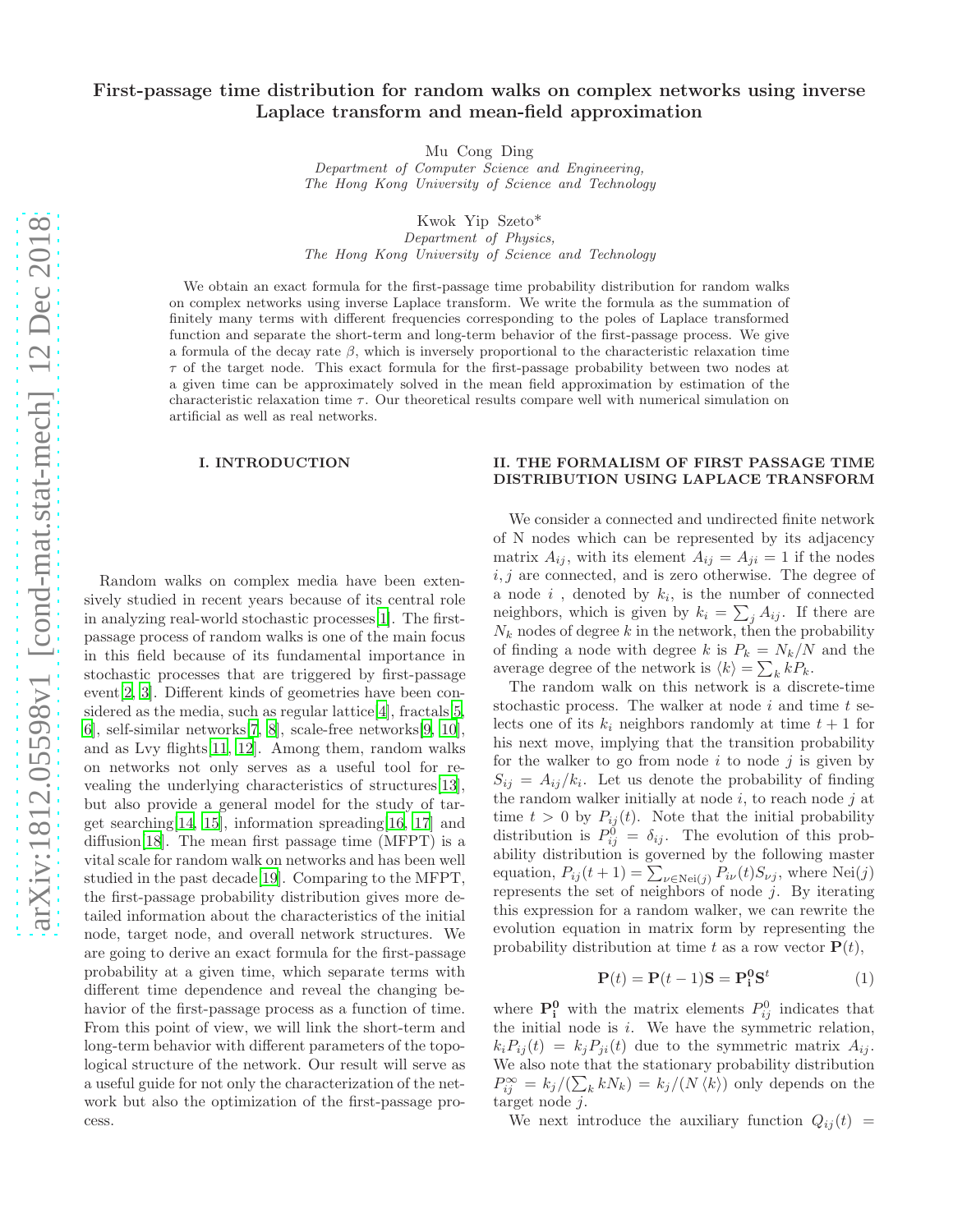# First-passage time distribution for random walks on complex networks using inverse Laplace transform and mean-field approximation

Mu Cong Ding  
*Department of Computer Science and Engineering,*  
*The Hong Kong University of Science and Technology*

Kwok Yip Szeto*  
*Department of Physics,*  
*The Hong Kong University of Science and Technology*

We obtain an exact formula for the first-passage time probability distribution for random walks on complex networks using inverse Laplace transform. We write the formula as the summation of finitely many terms with different frequencies corresponding to the poles of Laplace transformed function and separate the short-term and long-term behavior of the first-passage process. We give a formula of the decay rate $\beta$, which is inversely proportional to the characteristic relaxation time $\tau$ of the target node. This exact formula for the first-passage probability between two nodes at a given time can be approximately solved in the mean field approximation by estimation of the characteristic relaxation time $\tau$. Our theoretical results compare well with numerical simulation on artificial as well as real networks.

## I. INTRODUCTION

Random walks on complex media have been extensively studied in recent years because of its central role in analyzing real-world stochastic processes[1]. The first-passage process of random walks is one of the main focus in this field because of its fundamental importance in stochastic processes that are triggered by first-passage event[2, 3]. Different kinds of geometries have been considered as the media, such as regular lattice[4], fractals[5, 6], self-similar networks[7, 8], scale-free networks[9, 10], and as Lvy flights[11, 12]. Among them, random walks on networks not only serves as a useful tool for revealing the underlying characteristics of structures[13], but also provide a general model for the study of target searching[14, 15], information spreading[16, 17] and diffusion[18]. The mean first passage time (MFPT) is a vital scale for random walk on networks and has been well studied in the past decade[19]. Comparing to the MFPT, the first-passage probability distribution gives more detailed information about the characteristics of the initial node, target node, and overall network structures. We are going to derive an exact formula for the first-passage probability at a given time, which separate terms with different time dependence and reveal the changing behavior of the first-passage process as a function of time. From this point of view, we will link the short-term and long-term behavior with different parameters of the topological structure of the network. Our result will serve as a useful guide for not only the characterization of the network but also the optimization of the first-passage process.

## II. THE FORMALISM OF FIRST PASSAGE TIME DISTRIBUTION USING LAPLACE TRANSFORM

We consider a connected and undirected finite network of N nodes which can be represented by its adjacency matrix $A_{ij}$, with its element $A_{ij} = A_{ji} = 1$ if the nodes $i, j$ are connected, and is zero otherwise. The degree of a node $i$ , denoted by $k_i$, is the number of connected neighbors, which is given by $k_i = \sum_j A_{ij}$. If there are $N_k$ nodes of degree $k$ in the network, then the probability of finding a node with degree $k$ is $P_k = N_k/N$ and the average degree of the network is $\langle k \rangle = \sum_k kP_k$.

The random walk on this network is a discrete-time stochastic process. The walker at node $i$ and time $t$ selects one of its $k_i$ neighbors randomly at time $t+1$ for his next move, implying that the transition probability for the walker to go from node $i$ to node $j$ is given by $S_{ij} = A_{ij}/k_i$. Let us denote the probability of finding the random walker initially at node $i$, to reach node $j$ at time $t > 0$ by $P_{ij}(t)$. Note that the initial probability distribution is $P^0_{ij} = \delta_{ij}$. The evolution of this probability distribution is governed by the following master equation, $P_{ij}(t+1) = \sum_{\nu \in \mathrm{Nei}(j)} P_{i\nu}(t) S_{\nu j}$, where $\mathrm{Nei}(j)$ represents the set of neighbors of node $j$. By iterating this expression for a random walker, we can rewrite the evolution equation in matrix form by representing the probability distribution at time $t$ as a row vector $\mathbf{P}(t)$,

$$\mathbf{P}(t) = \mathbf{P}(t-1)\mathbf{S} = \mathbf{P^0_i}\mathbf{S}^t \tag{1}$$

where $\mathbf{P^0_i}$ with the matrix elements $P^0_{ij}$ indicates that the initial node is $i$. We have the symmetric relation, $k_i P_{ij}(t) = k_j P_{ji}(t)$ due to the symmetric matrix $A_{ij}$. We also note that the stationary probability distribution $P^\infty_{ij} = k_j/(\sum_k kN_k) = k_j/(N\langle k \rangle)$ only depends on the target node $j$.

We next introduce the auxiliary function $Q_{ij}(t) =$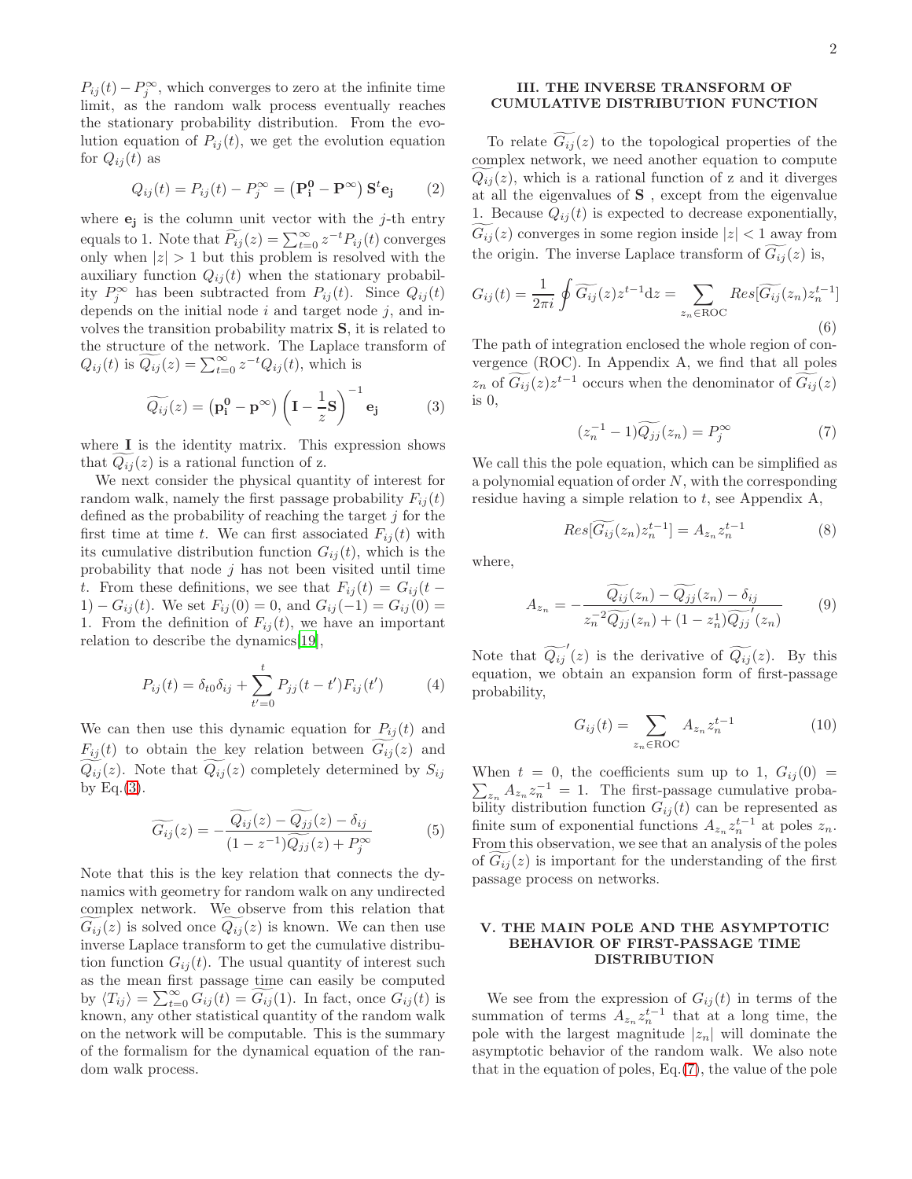$P_{ij}(t) - P_j^\infty$, which converges to zero at the infinite time limit, as the random walk process eventually reaches the stationary probability distribution. From the evolution equation of $P_{ij}(t)$, we get the evolution equation for $Q_{ij}(t)$ as

$$Q_{ij}(t) = P_{ij}(t) - P_j^\infty = \left(\mathbf{P_i^0} - \mathbf{P}^\infty\right)\mathbf{S}^t\mathbf{e_j} \tag{2}$$

where $\mathbf{e_j}$ is the column unit vector with the $j$-th entry equals to 1. Note that $\widetilde{P_{ij}}(z) = \sum_{t=0}^{\infty} z^{-t} P_{ij}(t)$ converges only when $|z| > 1$ but this problem is resolved with the auxiliary function $Q_{ij}(t)$ when the stationary probability $P_j^\infty$ has been subtracted from $P_{ij}(t)$. Since $Q_{ij}(t)$ depends on the initial node $i$ and target node $j$, and involves the transition probability matrix $\mathbf{S}$, it is related to the structure of the network. The Laplace transform of $Q_{ij}(t)$ is $\widetilde{Q_{ij}}(z) = \sum_{t=0}^{\infty} z^{-t} Q_{ij}(t)$, which is

$$\widetilde{Q_{ij}}(z) = \left(\mathbf{p_i^0} - \mathbf{p}^\infty\right)\left(\mathbf{I} - \frac{1}{z}\mathbf{S}\right)^{-1}\mathbf{e_j} \tag{3}$$

where $\mathbf{I}$ is the identity matrix. This expression shows that $\widetilde{Q_{ij}}(z)$ is a rational function of z.

We next consider the physical quantity of interest for random walk, namely the first passage probability $F_{ij}(t)$ defined as the probability of reaching the target $j$ for the first time at time $t$. We can first associated $F_{ij}(t)$ with its cumulative distribution function $G_{ij}(t)$, which is the probability that node $j$ has not been visited until time $t$. From these definitions, we see that $F_{ij}(t) = G_{ij}(t-1) - G_{ij}(t)$. We set $F_{ij}(0) = 0$, and $G_{ij}(-1) = G_{ij}(0) = 1$. From the definition of $F_{ij}(t)$, we have an important relation to describe the dynamics[19],

$$P_{ij}(t) = \delta_{t0}\delta_{ij} + \sum_{t'=0}^{t} P_{jj}(t-t')F_{ij}(t') \tag{4}$$

We can then use this dynamic equation for $P_{ij}(t)$ and $F_{ij}(t)$ to obtain the key relation between $\widetilde{G_{ij}}(z)$ and $\widetilde{Q_{ij}}(z)$. Note that $\widetilde{Q_{ij}}(z)$ completely determined by $S_{ij}$ by Eq.(3).

$$\widetilde{G_{ij}}(z) = -\frac{\widetilde{Q_{ij}}(z) - \widetilde{Q_{jj}}(z) - \delta_{ij}}{(1-z^{-1})\widetilde{Q_{jj}}(z) + P_j^\infty} \tag{5}$$

Note that this is the key relation that connects the dynamics with geometry for random walk on any undirected complex network. We observe from this relation that $\widetilde{G_{ij}}(z)$ is solved once $\widetilde{Q_{ij}}(z)$ is known. We can then use inverse Laplace transform to get the cumulative distribution function $G_{ij}(t)$. The usual quantity of interest such as the mean first passage time can easily be computed by $\langle T_{ij}\rangle = \sum_{t=0}^{\infty} G_{ij}(t) = \widetilde{G_{ij}}(1)$. In fact, once $G_{ij}(t)$ is known, any other statistical quantity of the random walk on the network will be computable. This is the summary of the formalism for the dynamical equation of the random walk process.

## III. THE INVERSE TRANSFORM OF CUMULATIVE DISTRIBUTION FUNCTION

To relate $\widetilde{G_{ij}}(z)$ to the topological properties of the complex network, we need another equation to compute $\widetilde{Q_{ij}}(z)$, which is a rational function of z and it diverges at all the eigenvalues of $\mathbf{S}$ , except from the eigenvalue 1. Because $Q_{ij}(t)$ is expected to decrease exponentially, $\widetilde{G_{ij}}(z)$ converges in some region inside $|z| < 1$ away from the origin. The inverse Laplace transform of $\widetilde{G_{ij}}(z)$ is,

$$G_{ij}(t) = \frac{1}{2\pi i}\oint \widetilde{G_{ij}}(z) z^{t-1}\mathrm{d}z = \sum_{z_n\in\mathrm{ROC}} Res[\widetilde{G_{ij}}(z_n) z_n^{t-1}] \tag{6}$$

The path of integration enclosed the whole region of convergence (ROC). In Appendix A, we find that all poles $z_n$ of $\widetilde{G_{ij}}(z)z^{t-1}$ occurs when the denominator of $\widetilde{G_{ij}}(z)$ is 0,

$$(z_n^{-1} - 1)\widetilde{Q_{jj}}(z_n) = P_j^\infty \tag{7}$$

We call this the pole equation, which can be simplified as a polynomial equation of order $N$, with the corresponding residue having a simple relation to $t$, see Appendix A,

$$Res[\widetilde{G_{ij}}(z_n) z_n^{t-1}] = A_{z_n} z_n^{t-1} \tag{8}$$

where,

$$A_{z_n} = -\frac{\widetilde{Q_{ij}}(z_n) - \widetilde{Q_{jj}}(z_n) - \delta_{ij}}{z_n^{-2}\widetilde{Q_{jj}}(z_n) + (1 - z_n^1)\widetilde{Q_{jj}}'(z_n)} \tag{9}$$

Note that $\widetilde{Q_{ij}}'(z)$ is the derivative of $\widetilde{Q_{ij}}(z)$. By this equation, we obtain an expansion form of first-passage probability,

$$G_{ij}(t) = \sum_{z_n\in\mathrm{ROC}} A_{z_n} z_n^{t-1} \tag{10}$$

When $t = 0$, the coefficients sum up to 1, $G_{ij}(0) = \sum_{z_n} A_{z_n} z_n^{-1} = 1$. The first-passage cumulative probability distribution function $G_{ij}(t)$ can be represented as finite sum of exponential functions $A_{z_n} z_n^{t-1}$ at poles $z_n$. From this observation, we see that an analysis of the poles of $\widetilde{G_{ij}}(z)$ is important for the understanding of the first passage process on networks.

## V. THE MAIN POLE AND THE ASYMPTOTIC BEHAVIOR OF FIRST-PASSAGE TIME DISTRIBUTION

We see from the expression of $G_{ij}(t)$ in terms of the summation of terms $A_{z_n} z_n^{t-1}$ that at a long time, the pole with the largest magnitude $|z_n|$ will dominate the asymptotic behavior of the random walk. We also note that in the equation of poles, Eq.(7), the value of the pole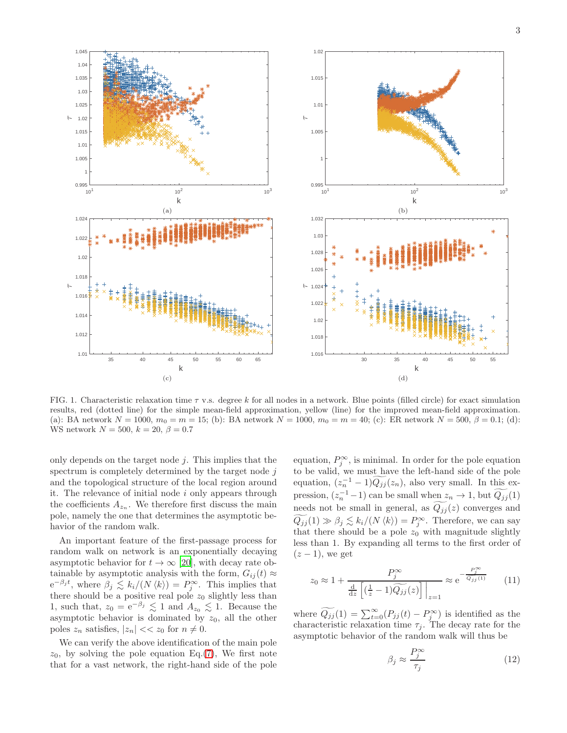FIG. 1. Characteristic relaxation time $\tau$ v.s. degree $k$ for all nodes in a network. Blue points (filled circle) for exact simulation results, red (dotted line) for the simple mean-field approximation, yellow (line) for the improved mean-field approximation. (a): BA network $N = 1000$, $m_0 = m = 15$; (b): BA network $N = 1000$, $m_0 = m = 40$; (c): ER network $N = 500$, $\beta = 0.1$; (d): WS network $N = 500$, $k = 20$, $\beta = 0.7$

only depends on the target node $j$. This implies that the spectrum is completely determined by the target node $j$ and the topological structure of the local region around it. The relevance of initial node $i$ only appears through the coefficients $A_{z_n}$. We therefore first discuss the main pole, namely the one that determines the asymptotic behavior of the random walk.

An important feature of the first-passage process for random walk on network is an exponentially decaying asymptotic behavior for $t \to \infty$ [20], with decay rate obtainable by asymptotic analysis with the form, $G_{ij}(t) \approx \mathrm{e}^{-\beta_j t}$, where $\beta_j \lesssim k_i/(N\langle k\rangle) = P_j^\infty$. This implies that there should be a positive real pole $z_0$ slightly less than 1, such that, $z_0 = \mathrm{e}^{-\beta_j} \lesssim 1$ and $A_{z_0} \lesssim 1$. Because the asymptotic behavior is dominated by $z_0$, all the other poles $z_n$ satisfies, $|z_n| << z_0$ for $n \neq 0$.

We can verify the above identification of the main pole $z_0$, by solving the pole equation Eq.(7), We first note that for a vast network, the right-hand side of the pole equation, $P_j^\infty$, is minimal. In order for the pole equation to be valid, we must have the left-hand side of the pole equation, $(z_n^{-1} - 1)\widetilde{Q_{jj}}(z_n)$, also very small. In this expression, $(z_n^{-1} - 1)$ can be small when $z_n \to 1$, but $\widetilde{Q_{jj}}(1)$ needs not be small in general, as $\widetilde{Q_{jj}}(z)$ converges and $\widetilde{Q_{jj}}(1) \gg \beta_j \lesssim k_i/(N\langle k\rangle) = P_j^\infty$. Therefore, we can say that there should be a pole $z_0$ with magnitude slightly less than 1. By expanding all terms to the first order of $(z - 1)$, we get

$$z_0 \approx 1 + \frac{P_j^\infty}{\frac{\mathrm{d}}{\mathrm{d}z}\left[(\frac{1}{z} - 1)\widetilde{Q_{jj}}(z)\right]\Big|_{z=1}} \approx \mathrm{e}^{-\frac{P_j^\infty}{\widetilde{Q_{jj}}(1)}} \qquad (11)$$

where $\widetilde{Q_{jj}}(1) = \sum_{t=0}^{\infty}(P_{jj}(t) - P_j^\infty)$ is identified as the characteristic relaxation time $\tau_j$. The decay rate for the asymptotic behavior of the random walk will thus be

$$\beta_j \approx \frac{P_j^\infty}{\tau_j} \qquad (12)$$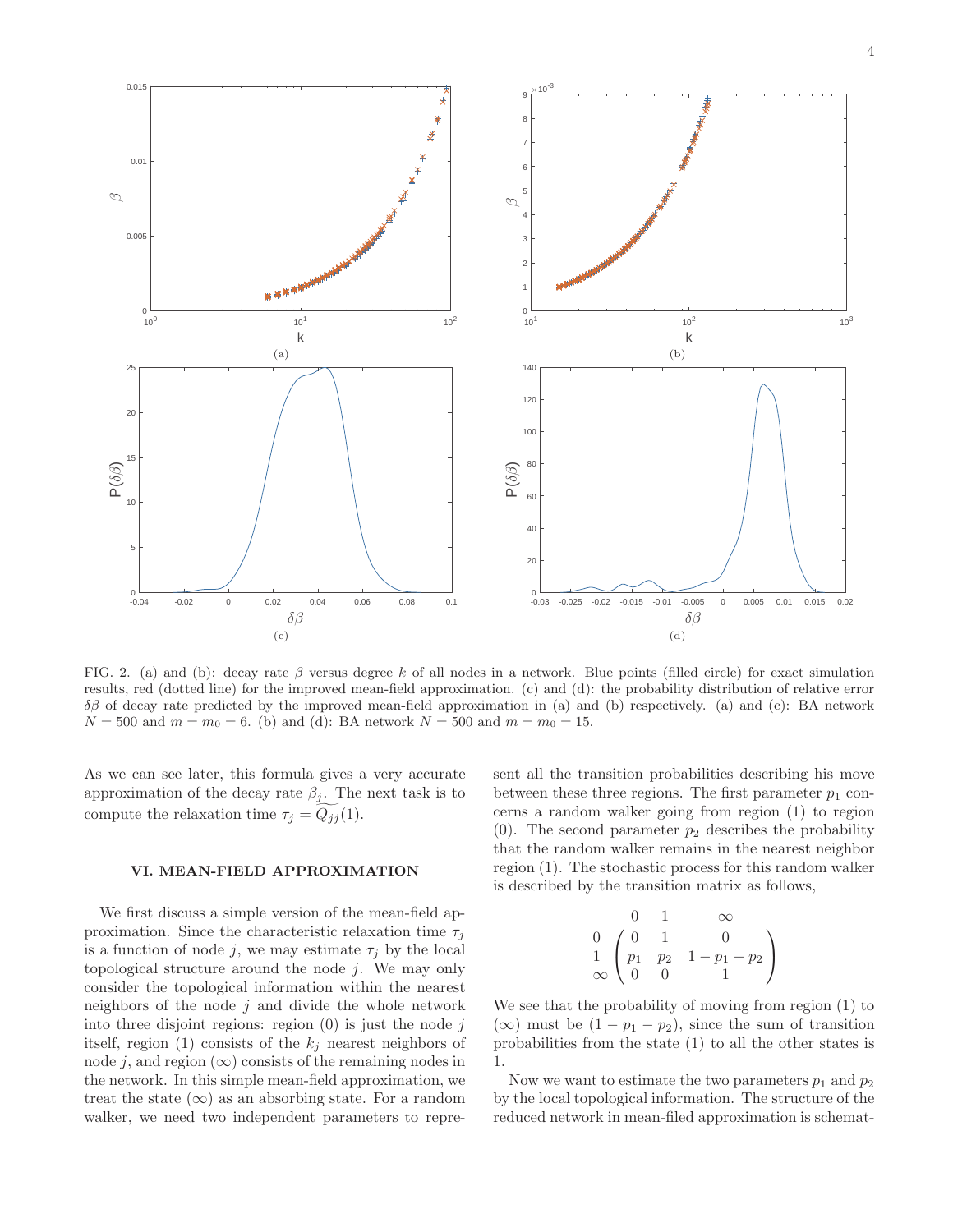FIG. 2. (a) and (b): decay rate $\beta$ versus degree $k$ of all nodes in a network. Blue points (filled circle) for exact simulation results, red (dotted line) for the improved mean-field approximation. (c) and (d): the probability distribution of relative error $\delta\beta$ of decay rate predicted by the improved mean-field approximation in (a) and (b) respectively. (a) and (c): BA network $N = 500$ and $m = m_0 = 6$. (b) and (d): BA network $N = 500$ and $m = m_0 = 15$.

As we can see later, this formula gives a very accurate approximation of the decay rate $\beta_j$. The next task is to compute the relaxation time $\tau_j = \widetilde{Q_{jj}}(1)$.

### VI. MEAN-FIELD APPROXIMATION

We first discuss a simple version of the mean-field approximation. Since the characteristic relaxation time $\tau_j$ is a function of node $j$, we may estimate $\tau_j$ by the local topological structure around the node $j$. We may only consider the topological information within the nearest neighbors of the node $j$ and divide the whole network into three disjoint regions: region (0) is just the node $j$ itself, region (1) consists of the $k_j$ nearest neighbors of node $j$, and region $(\infty)$ consists of the remaining nodes in the network. In this simple mean-field approximation, we treat the state $(\infty)$ as an absorbing state. For a random walker, we need two independent parameters to represent all the transition probabilities describing his move between these three regions. The first parameter $p_1$ concerns a random walker going from region (1) to region (0). The second parameter $p_2$ describes the probability that the random walker remains in the nearest neighbor region (1). The stochastic process for this random walker is described by the transition matrix as follows,

$$
\begin{array}{c} \\ 0 \\ 1 \\ \infty \end{array}
\begin{array}{c}
\begin{array}{ccc} 0 & 1 & \infty \end{array} \\
\begin{pmatrix} 0 & 1 & 0 \\ p_1 & p_2 & 1-p_1-p_2 \\ 0 & 0 & 1 \end{pmatrix}
\end{array}
$$

We see that the probability of moving from region (1) to $(\infty)$ must be $(1 - p_1 - p_2)$, since the sum of transition probabilities from the state (1) to all the other states is 1.

Now we want to estimate the two parameters $p_1$ and $p_2$ by the local topological information. The structure of the reduced network in mean-filed approximation is schemat-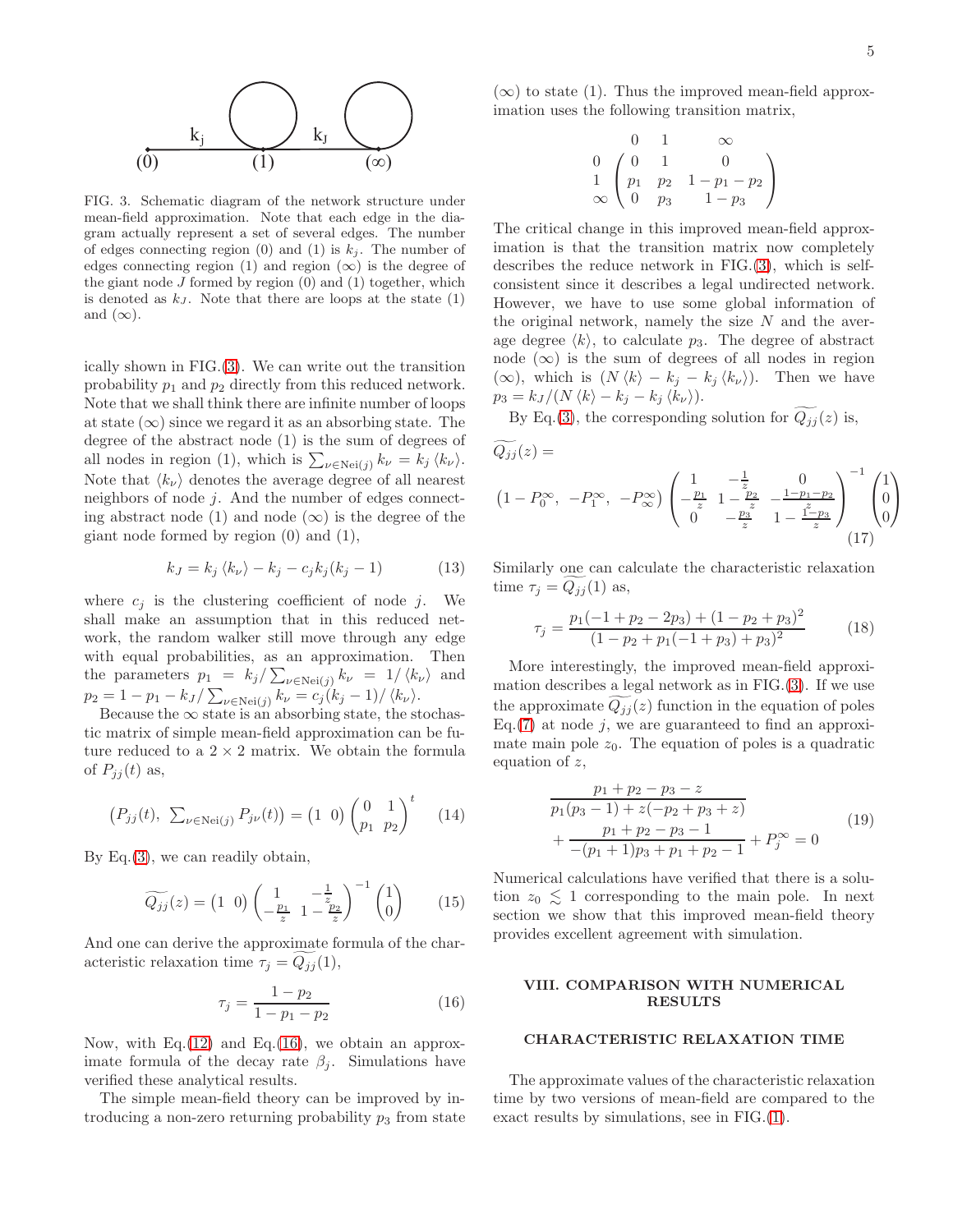FIG. 3. Schematic diagram of the network structure under mean-field approximation. Note that each edge in the diagram actually represent a set of several edges. The number of edges connecting region (0) and (1) is $k_j$. The number of edges connecting region (1) and region $(\infty)$ is the degree of the giant node $J$ formed by region (0) and (1) together, which is denoted as $k_J$. Note that there are loops at the state (1) and $(\infty)$.

ically shown in FIG.(3). We can write out the transition probability $p_1$ and $p_2$ directly from this reduced network. Note that we shall think there are infinite number of loops at state $(\infty)$ since we regard it as an absorbing state. The degree of the abstract node (1) is the sum of degrees of all nodes in region (1), which is $\sum_{\nu \in \mathrm{Nei}(j)} k_\nu = k_j \langle k_\nu \rangle$. Note that $\langle k_\nu \rangle$ denotes the average degree of all nearest neighbors of node $j$. And the number of edges connecting abstract node (1) and node $(\infty)$ is the degree of the giant node formed by region (0) and (1),

$$k_J = k_j \langle k_\nu \rangle - k_j - c_j k_j (k_j - 1) \tag{13}$$

where $c_j$ is the clustering coefficient of node $j$. We shall make an assumption that in this reduced network, the random walker still move through any edge with equal probabilities, as an approximation. Then the parameters $p_1 = k_j / \sum_{\nu \in \mathrm{Nei}(j)} k_\nu = 1/\langle k_\nu \rangle$ and $p_2 = 1 - p_1 - k_J / \sum_{\nu \in \mathrm{Nei}(j)} k_\nu = c_j(k_j - 1)/\langle k_\nu \rangle$.

Because the $\infty$ state is an absorbing state, the stochastic matrix of simple mean-field approximation can be future reduced to a $2 \times 2$ matrix. We obtain the formula of $P_{jj}(t)$ as,

$$\left( P_{jj}(t),\ \sum_{\nu \in \mathrm{Nei}(j)} P_{j\nu}(t) \right) = \begin{pmatrix} 1 & 0 \end{pmatrix} \begin{pmatrix} 0 & 1 \\ p_1 & p_2 \end{pmatrix}^t \tag{14}$$

By Eq.(3), we can readily obtain,

$$\widetilde{Q_{jj}}(z) = \begin{pmatrix} 1 & 0 \end{pmatrix} \begin{pmatrix} 1 & -\frac{1}{z} \\ -\frac{p_1}{z} & 1 - \frac{p_2}{z} \end{pmatrix}^{-1} \begin{pmatrix} 1 \\ 0 \end{pmatrix} \tag{15}$$

And one can derive the approximate formula of the characteristic relaxation time $\tau_j = \widetilde{Q_{jj}}(1)$,

$$\tau_j = \frac{1 - p_2}{1 - p_1 - p_2} \tag{16}$$

Now, with Eq.(12) and Eq.(16), we obtain an approximate formula of the decay rate $\beta_j$. Simulations have verified these analytical results.

The simple mean-field theory can be improved by introducing a non-zero returning probability $p_3$ from state $(\infty)$ to state (1). Thus the improved mean-field approximation uses the following transition matrix,

$$\begin{array}{c} \\ 0 \\ 1 \\ \infty \end{array} \begin{array}{c} \begin{array}{ccc} 0 & 1 & \infty \end{array} \\ \begin{pmatrix} 0 & 1 & 0 \\ p_1 & p_2 & 1 - p_1 - p_2 \\ 0 & p_3 & 1 - p_3 \end{pmatrix} \end{array}$$

The critical change in this improved mean-field approximation is that the transition matrix now completely describes the reduce network in FIG.(3), which is self-consistent since it describes a legal undirected network. However, we have to use some global information of the original network, namely the size $N$ and the average degree $\langle k \rangle$, to calculate $p_3$. The degree of abstract node $(\infty)$ is the sum of degrees of all nodes in region $(\infty)$, which is $(N\langle k \rangle - k_j - k_j \langle k_\nu \rangle)$. Then we have $p_3 = k_J / (N\langle k \rangle - k_j - k_j \langle k_\nu \rangle)$.

By Eq.(3), the corresponding solution for $\widetilde{Q_{jj}}(z)$ is,

$$\widetilde{Q_{jj}}(z) =$$

$$\begin{pmatrix} 1 - P_0^\infty, & -P_1^\infty, & -P_\infty^\infty \end{pmatrix} \begin{pmatrix} 1 & -\frac{1}{z} & 0 \\ -\frac{p_1}{z} & 1 - \frac{p_2}{z} & -\frac{1 - p_1 - p_2}{z} \\ 0 & -\frac{p_3}{z} & 1 - \frac{1 - p_3}{z} \end{pmatrix}^{-1} \begin{pmatrix} 1 \\ 0 \\ 0 \end{pmatrix} \tag{17}$$

Similarly one can calculate the characteristic relaxation time $\tau_j = \widetilde{Q_{jj}}(1)$ as,

$$\tau_j = \frac{p_1(-1 + p_2 - 2p_3) + (1 - p_2 + p_3)^2}{(1 - p_2 + p_1(-1 + p_3) + p_3)^2} \tag{18}$$

More interestingly, the improved mean-field approximation describes a legal network as in FIG.(3). If we use the approximate $\widetilde{Q_{jj}}(z)$ function in the equation of poles Eq.(7) at node $j$, we are guaranteed to find an approximate main pole $z_0$. The equation of poles is a quadratic equation of $z$,

$$\begin{aligned} &\frac{p_1 + p_2 - p_3 - z}{p_1(p_3 - 1) + z(-p_2 + p_3 + z)} \\ &\quad + \frac{p_1 + p_2 - p_3 - 1}{-(p_1 + 1)p_3 + p_1 + p_2 - 1} + P_j^\infty = 0 \end{aligned} \tag{19}$$

Numerical calculations have verified that there is a solution $z_0 \lesssim 1$ corresponding to the main pole. In next section we show that this improved mean-field theory provides excellent agreement with simulation.

## VIII. COMPARISON WITH NUMERICAL RESULTS

### CHARACTERISTIC RELAXATION TIME

The approximate values of the characteristic relaxation time by two versions of mean-field are compared to the exact results by simulations, see in FIG.(1).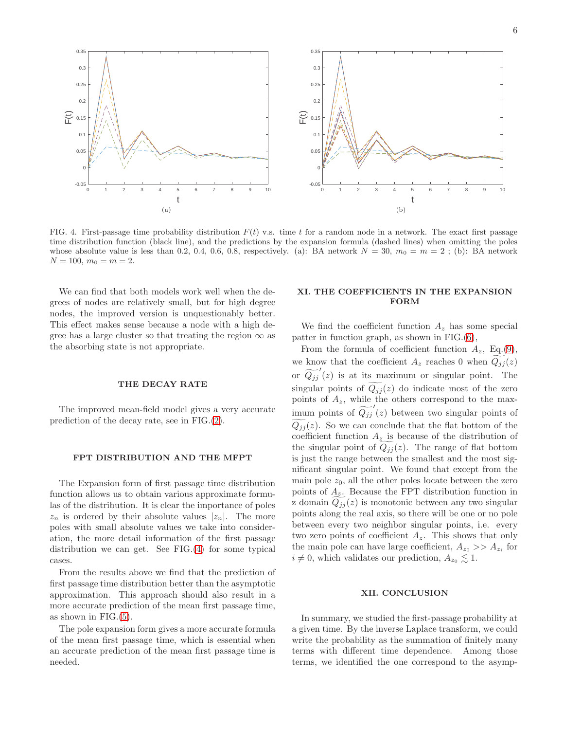FIG. 4. First-passage time probability distribution $F(t)$ v.s. time $t$ for a random node in a network. The exact first passage time distribution function (black line), and the predictions by the expansion formula (dashed lines) when omitting the poles whose absolute value is less than 0.2, 0.4, 0.6, 0.8, respectively. (a): BA network $N = 30$, $m_0 = m = 2$ ; (b): BA network $N = 100$, $m_0 = m = 2$.

We can find that both models work well when the degrees of nodes are relatively small, but for high degree nodes, the improved version is unquestionably better. This effect makes sense because a node with a high degree has a large cluster so that treating the region $\infty$ as the absorbing state is not appropriate.

## THE DECAY RATE

The improved mean-field model gives a very accurate prediction of the decay rate, see in FIG.(2).

## FPT DISTRIBUTION AND THE MFPT

The Expansion form of first passage time distribution function allows us to obtain various approximate formulas of the distribution. It is clear the importance of poles $z_n$ is ordered by their absolute values $|z_n|$. The more poles with small absolute values we take into consideration, the more detail information of the first passage distribution we can get. See FIG.(4) for some typical cases.

From the results above we find that the prediction of first passage time distribution better than the asymptotic approximation. This approach should also result in a more accurate prediction of the mean first passage time, as shown in FIG.(5).

The pole expansion form gives a more accurate formula of the mean first passage time, which is essential when an accurate prediction of the mean first passage time is needed.

## XI. THE COEFFICIENTS IN THE EXPANSION FORM

We find the coefficient function $A_z$ has some special patter in function graph, as shown in FIG.(6),

From the formula of coefficient function $A_z$, Eq.(9), we know that the coefficient $A_z$ reaches 0 when $\widetilde{Q_{jj}}(z)$ or $\widetilde{Q_{jj}}'(z)$ is at its maximum or singular point. The singular points of $\widetilde{Q_{jj}}(z)$ do indicate most of the zero points of $A_z$, while the others correspond to the maximum points of $\widetilde{Q_{jj}}'(z)$ between two singular points of $\widetilde{Q_{jj}}(z)$. So we can conclude that the flat bottom of the coefficient function $A_z$ is because of the distribution of the singular point of $\widetilde{Q_{jj}}(z)$. The range of flat bottom is just the range between the smallest and the most significant singular point. We found that except from the main pole $z_0$, all the other poles locate between the zero points of $A_z$. Because the FPT distribution function in z domain $\widetilde{Q_{jj}}(z)$ is monotonic between any two singular points along the real axis, so there will be one or no pole between every two neighbor singular points, i.e. every two zero points of coefficient $A_z$. This shows that only the main pole can have large coefficient, $A_{z_0} >> A_{z_i}$ for $i \neq 0$, which validates our prediction, $A_{z_0} \lesssim 1$.

## XII. CONCLUSION

In summary, we studied the first-passage probability at a given time. By the inverse Laplace transform, we could write the probability as the summation of finitely many terms with different time dependence. Among those terms, we identified the one correspond to the asymp-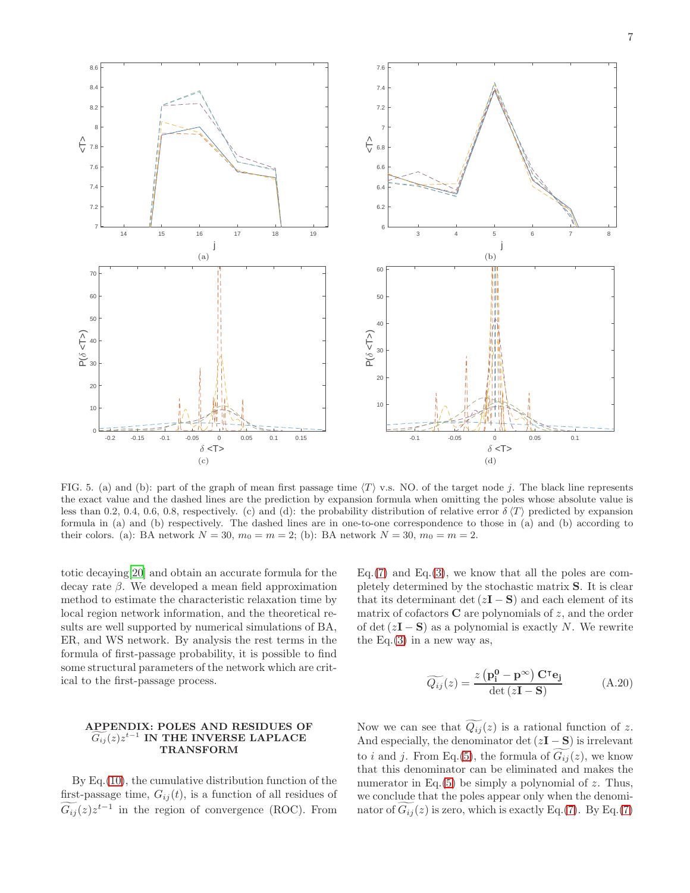FIG. 5. (a) and (b): part of the graph of mean first passage time $\langle T\rangle$ v.s. NO. of the target node $j$. The black line represents the exact value and the dashed lines are the prediction by expansion formula when omitting the poles whose absolute value is less than 0.2, 0.4, 0.6, 0.8, respectively. (c) and (d): the probability distribution of relative error $\delta\langle T\rangle$ predicted by expansion formula in (a) and (b) respectively. The dashed lines are in one-to-one correspondence to those in (a) and (b) according to their colors. (a): BA network $N = 30$, $m_0 = m = 2$; (b): BA network $N = 30$, $m_0 = m = 2$.

totic decaying[20] and obtain an accurate formula for the decay rate $\beta$. We developed a mean field approximation method to estimate the characteristic relaxation time by local region network information, and the theoretical results are well supported by numerical simulations of BA, ER, and WS network. By analysis the rest terms in the formula of first-passage probability, it is possible to find some structural parameters of the network which are critical to the first-passage process.

## APPENDIX: POLES AND RESIDUES OF $\widetilde{G_{ij}}(z)z^{t-1}$ IN THE INVERSE LAPLACE TRANSFORM

By Eq.(10), the cumulative distribution function of the first-passage time, $G_{ij}(t)$, is a function of all residues of $\widetilde{G_{ij}}(z)z^{t-1}$ in the region of convergence (ROC). From Eq.(7) and Eq.(3), we know that all the poles are completely determined by the stochastic matrix $\mathbf{S}$. It is clear that its determinant $\det(z\mathbf{I}-\mathbf{S})$ and each element of its matrix of cofactors $\mathbf{C}$ are polynomials of $z$, and the order of $\det(z\mathbf{I}-\mathbf{S})$ as a polynomial is exactly $N$. We rewrite the Eq.(3) in a new way as,

$$\widetilde{Q_{ij}}(z) = \frac{z\left(\mathbf{p_i^0}-\mathbf{p}^{\infty}\right)\mathbf{C}^{\intercal}\mathbf{e_j}}{\det\left(z\mathbf{I}-\mathbf{S}\right)} \tag{A.20}$$

Now we can see that $\widetilde{Q_{ij}}(z)$ is a rational function of $z$. And especially, the denominator $\det(z\mathbf{I}-\mathbf{S})$ is irrelevant to $i$ and $j$. From Eq.(5), the formula of $\widetilde{G_{ij}}(z)$, we know that this denominator can be eliminated and makes the numerator in Eq.(5) be simply a polynomial of $z$. Thus, we conclude that the poles appear only when the denominator of $\widetilde{G_{ij}}(z)$ is zero, which is exactly Eq.(7). By Eq.(7)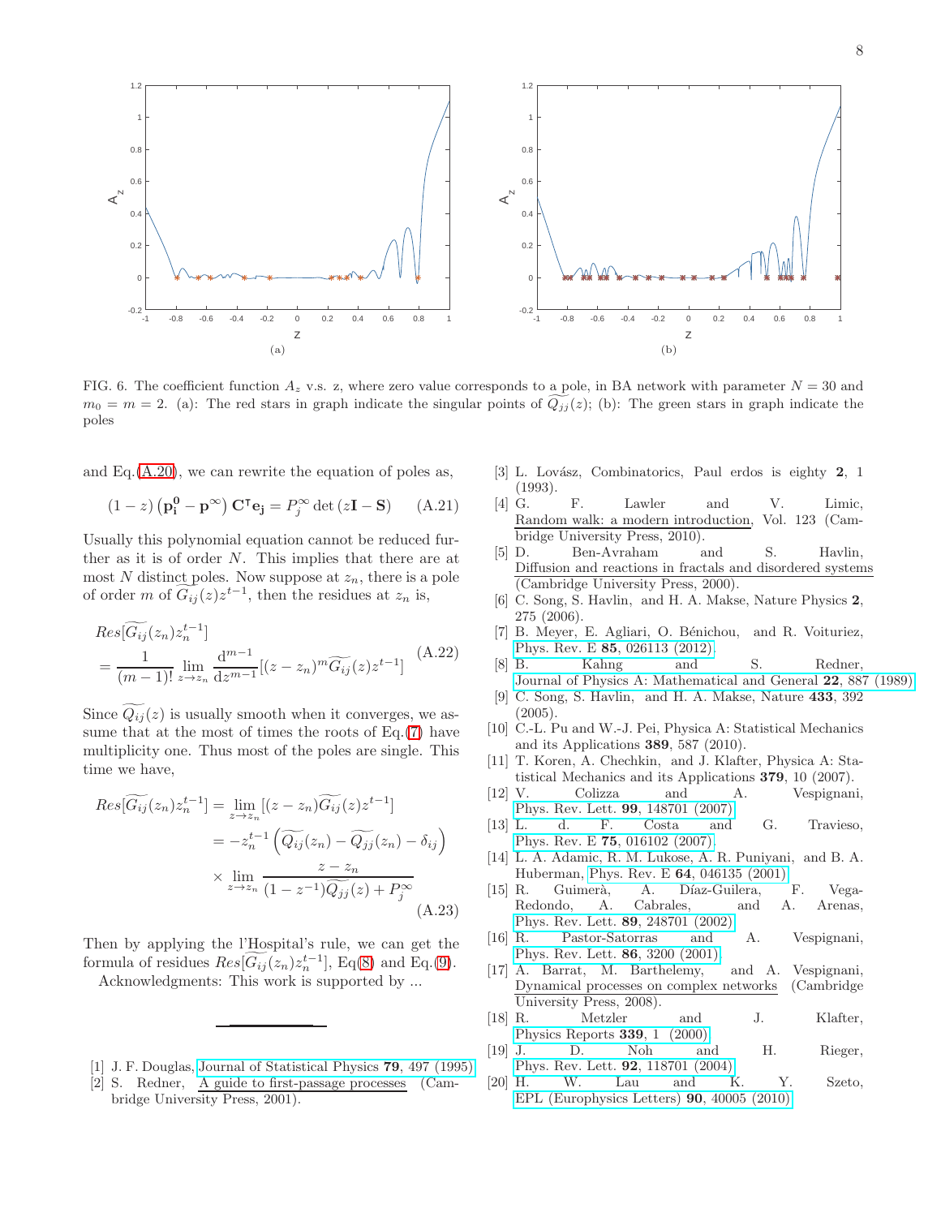A_z

z

-1 -0.8 -0.6 -0.4 -0.2 0 0.2 0.4 0.6 0.8 1

-0.2 0 0.2 0.4 0.6 0.8 1 1.2

(a)

A_z

z

-1 -0.8 -0.6 -0.4 -0.2 0 0.2 0.4 0.6 0.8 1

-0.2 0 0.2 0.4 0.6 0.8 1 1.2

(b)

FIG. 6. The coefficient function $A_z$ v.s. z, where zero value corresponds to a pole, in BA network with parameter $N = 30$ and $m_0 = m = 2$. (a): The red stars in graph indicate the singular points of $\widetilde{Q_{jj}}(z)$; (b): The green stars in graph indicate the poles

and Eq.(A.20), we can rewrite the equation of poles as,

$$(1 - z)\left(\mathbf{p_i^0} - \mathbf{p}^{\infty}\right)\mathbf{C}^{\intercal}\mathbf{e_j} = P_j^{\infty}\det\left(z\mathbf{I} - \mathbf{S}\right) \qquad \text{(A.21)}$$

Usually this polynomial equation cannot be reduced further as it is of order $N$. This implies that there are at most $N$ distinct poles. Now suppose at $z_n$, there is a pole of order $m$ of $\widetilde{G_{ij}}(z)z^{t-1}$, then the residues at $z_n$ is,

$$\begin{aligned} &Res[\widetilde{G_{ij}}(z_n)z_n^{t-1}] \\ &= \frac{1}{(m-1)!}\lim_{z\to z_n}\frac{\mathrm{d}^{m-1}}{\mathrm{d}z^{m-1}}[(z-z_n)^m\widetilde{G_{ij}}(z)z^{t-1}] \end{aligned} \qquad \text{(A.22)}$$

Since $\widetilde{Q_{ij}}(z)$ is usually smooth when it converges, we assume that at the most of times the roots of Eq.(7) have multiplicity one. Thus most of the poles are single. This time we have,

$$\begin{aligned} Res[\widetilde{G_{ij}}(z_n)z_n^{t-1}] &= \lim_{z\to z_n}[(z-z_n)\widetilde{G_{ij}}(z)z^{t-1}] \\ &= -z_n^{t-1}\left(\widetilde{Q_{ij}}(z_n) - \widetilde{Q_{jj}}(z_n) - \delta_{ij}\right) \\ &\times \lim_{z\to z_n}\frac{z-z_n}{(1-z^{-1})\widetilde{Q_{jj}}(z) + P_j^{\infty}} \end{aligned} \qquad \text{(A.23)}$$

Then by applying the l'Hospital's rule, we can get the formula of residues $Res[\widetilde{G_{ij}}(z_n)z_n^{t-1}]$, Eq(8) and Eq.(9).

Acknowledgments: This work is supported by ...

---

[1] J. F. Douglas, Journal of Statistical Physics **79**, 497 (1995).

[2] S. Redner, A guide to first-passage processes (Cambridge University Press, 2001).

[3] L. Lovász, Combinatorics, Paul erdos is eighty **2**, 1 (1993).

[4] G. F. Lawler and V. Limic, Random walk: a modern introduction, Vol. 123 (Cambridge University Press, 2010).

[5] D. Ben-Avraham and S. Havlin, Diffusion and reactions in fractals and disordered systems (Cambridge University Press, 2000).

[6] C. Song, S. Havlin, and H. A. Makse, Nature Physics **2**, 275 (2006).

[7] B. Meyer, E. Agliari, O. Bénichou, and R. Voituriez, Phys. Rev. E **85**, 026113 (2012).

[8] B. Kahng and S. Redner, Journal of Physics A: Mathematical and General **22**, 887 (1989).

[9] C. Song, S. Havlin, and H. A. Makse, Nature **433**, 392 (2005).

[10] C.-L. Pu and W.-J. Pei, Physica A: Statistical Mechanics and its Applications **389**, 587 (2010).

[11] T. Koren, A. Chechkin, and J. Klafter, Physica A: Statistical Mechanics and its Applications **379**, 10 (2007).

[12] V. Colizza and A. Vespignani, Phys. Rev. Lett. **99**, 148701 (2007).

[13] L. d. F. Costa and G. Travieso, Phys. Rev. E **75**, 016102 (2007).

[14] L. A. Adamic, R. M. Lukose, A. R. Puniyani, and B. A. Huberman, Phys. Rev. E **64**, 046135 (2001).

[15] R. Guimerà, A. Díaz-Guilera, F. Vega-Redondo, A. Cabrales, and A. Arenas, Phys. Rev. Lett. **89**, 248701 (2002).

[16] R. Pastor-Satorras and A. Vespignani, Phys. Rev. Lett. **86**, 3200 (2001).

[17] A. Barrat, M. Barthelemy, and A. Vespignani, Dynamical processes on complex networks (Cambridge University Press, 2008).

[18] R. Metzler and J. Klafter, Physics Reports **339**, 1 (2000).

[19] J. D. Noh and H. Rieger, Phys. Rev. Lett. **92**, 118701 (2004).

[20] H. W. Lau and K. Y. Szeto, EPL (Europhysics Letters) **90**, 40005 (2010).